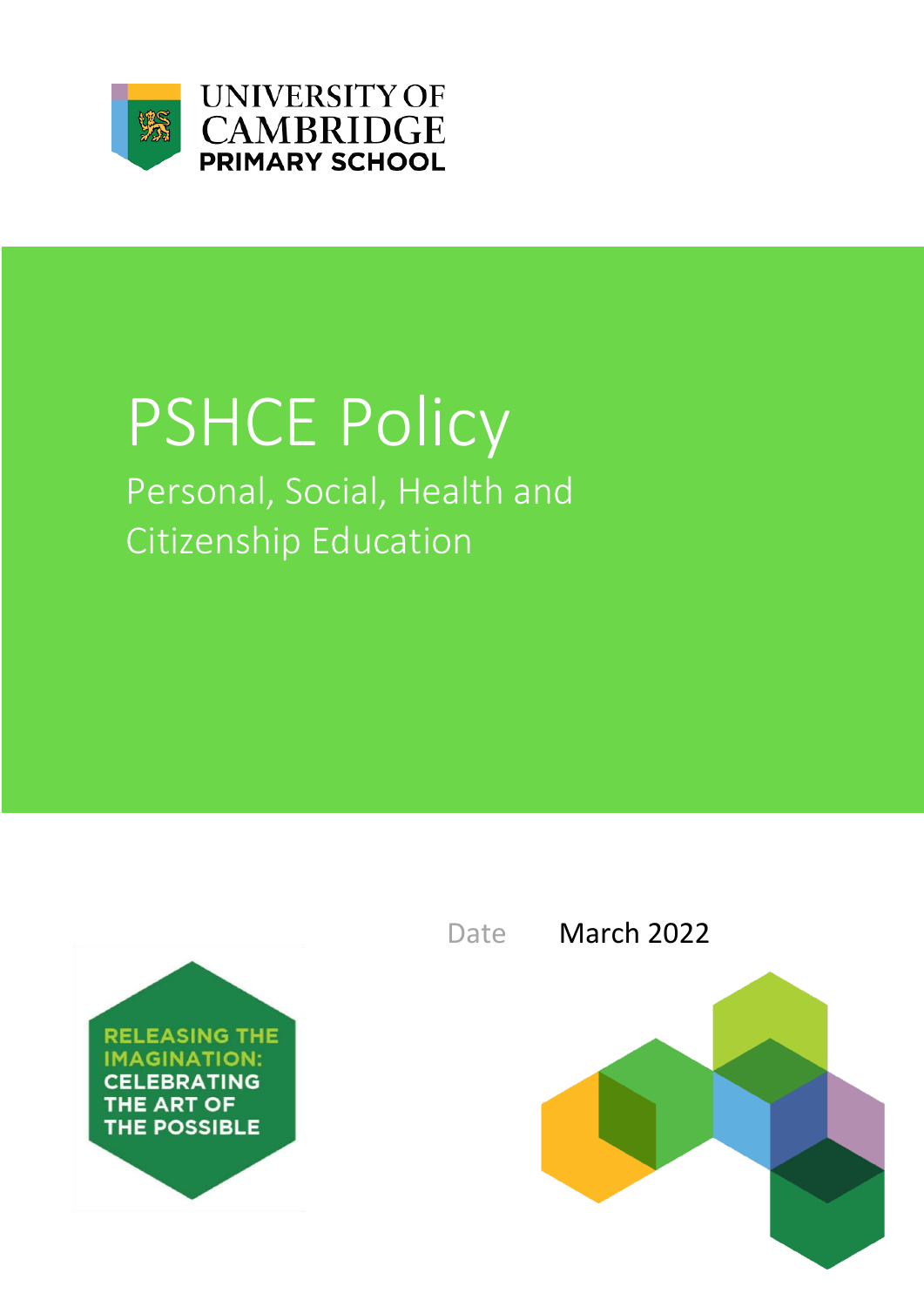UNIVERSITY OF CAMBRIDGE PRIMARY SCHOOL

# PSHCE Policy

## Personal, Social, Health and Citizenship Education

Date March 2022

RELEASING THE IMAGINATION: CELEBRATING THE ART OF THE POSSIBLE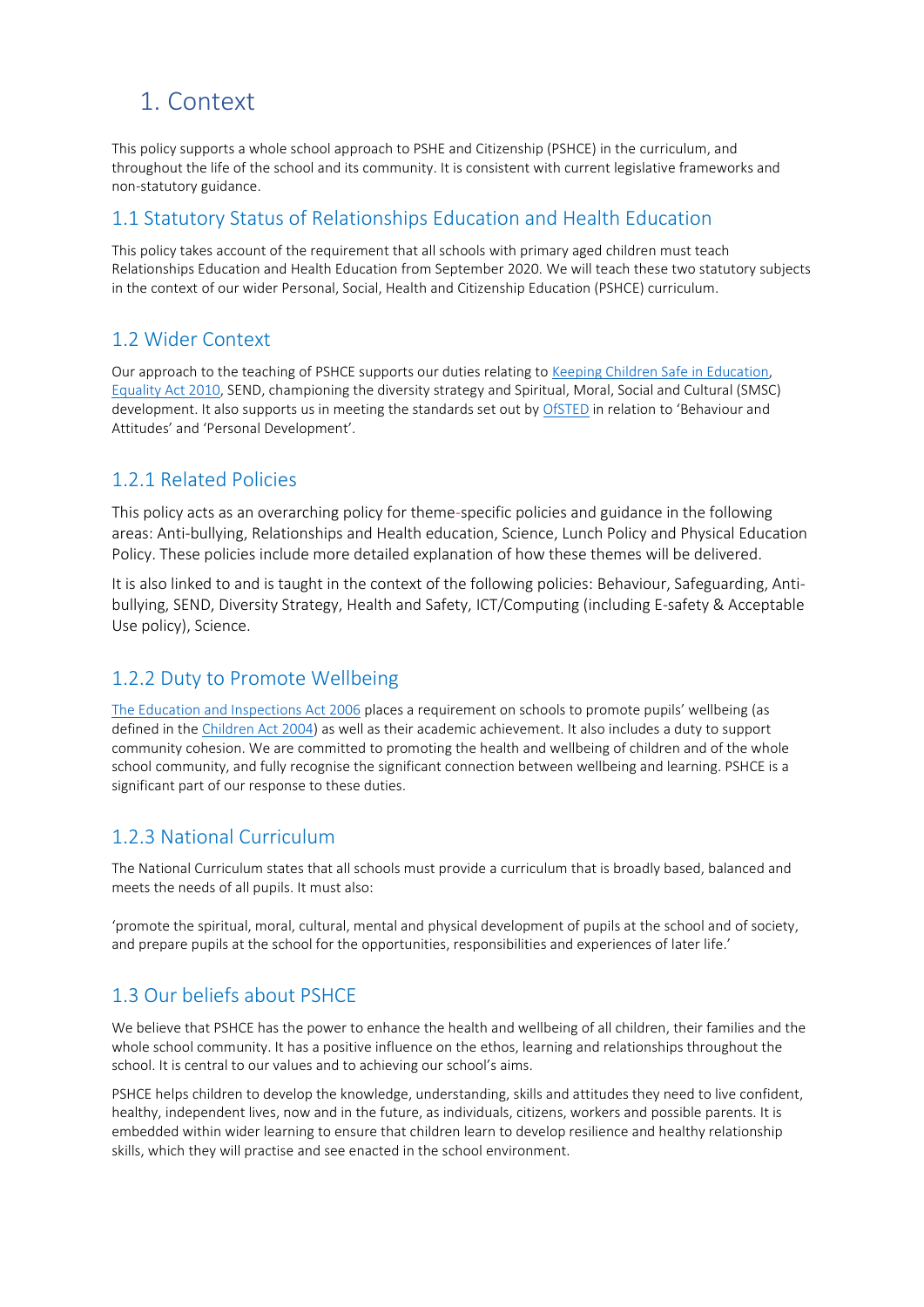# 1. Context

This policy supports a whole school approach to PSHE and Citizenship (PSHCE) in the curriculum, and throughout the life of the school and its community. It is consistent with current legislative frameworks and non-statutory guidance.

## 1.1 Statutory Status of Relationships Education and Health Education

This policy takes account of the requirement that all schools with primary aged children must teach Relationships Education and Health Education from September 2020. We will teach these two statutory subjects in the context of our wider Personal, Social, Health and Citizenship Education (PSHCE) curriculum.

## 1.2 Wider Context

Our approach to the teaching of PSHCE supports our duties relating to Keeping Children Safe in Education, Equality Act 2010, SEND, championing the diversity strategy and Spiritual, Moral, Social and Cultural (SMSC) development. It also supports us in meeting the standards set out by OfSTED in relation to 'Behaviour and Attitudes' and 'Personal Development'.

## 1.2.1 Related Policies

This policy acts as an overarching policy for theme-specific policies and guidance in the following areas: Anti-bullying, Relationships and Health education, Science, Lunch Policy and Physical Education Policy. These policies include more detailed explanation of how these themes will be delivered.

It is also linked to and is taught in the context of the following policies: Behaviour, Safeguarding, Anti-bullying, SEND, Diversity Strategy, Health and Safety, ICT/Computing (including E-safety & Acceptable Use policy), Science.

## 1.2.2 Duty to Promote Wellbeing

The Education and Inspections Act 2006 places a requirement on schools to promote pupils' wellbeing (as defined in the Children Act 2004) as well as their academic achievement. It also includes a duty to support community cohesion. We are committed to promoting the health and wellbeing of children and of the whole school community, and fully recognise the significant connection between wellbeing and learning. PSHCE is a significant part of our response to these duties.

## 1.2.3 National Curriculum

The National Curriculum states that all schools must provide a curriculum that is broadly based, balanced and meets the needs of all pupils. It must also:

'promote the spiritual, moral, cultural, mental and physical development of pupils at the school and of society, and prepare pupils at the school for the opportunities, responsibilities and experiences of later life.'

## 1.3 Our beliefs about PSHCE

We believe that PSHCE has the power to enhance the health and wellbeing of all children, their families and the whole school community. It has a positive influence on the ethos, learning and relationships throughout the school. It is central to our values and to achieving our school's aims.

PSHCE helps children to develop the knowledge, understanding, skills and attitudes they need to live confident, healthy, independent lives, now and in the future, as individuals, citizens, workers and possible parents. It is embedded within wider learning to ensure that children learn to develop resilience and healthy relationship skills, which they will practise and see enacted in the school environment.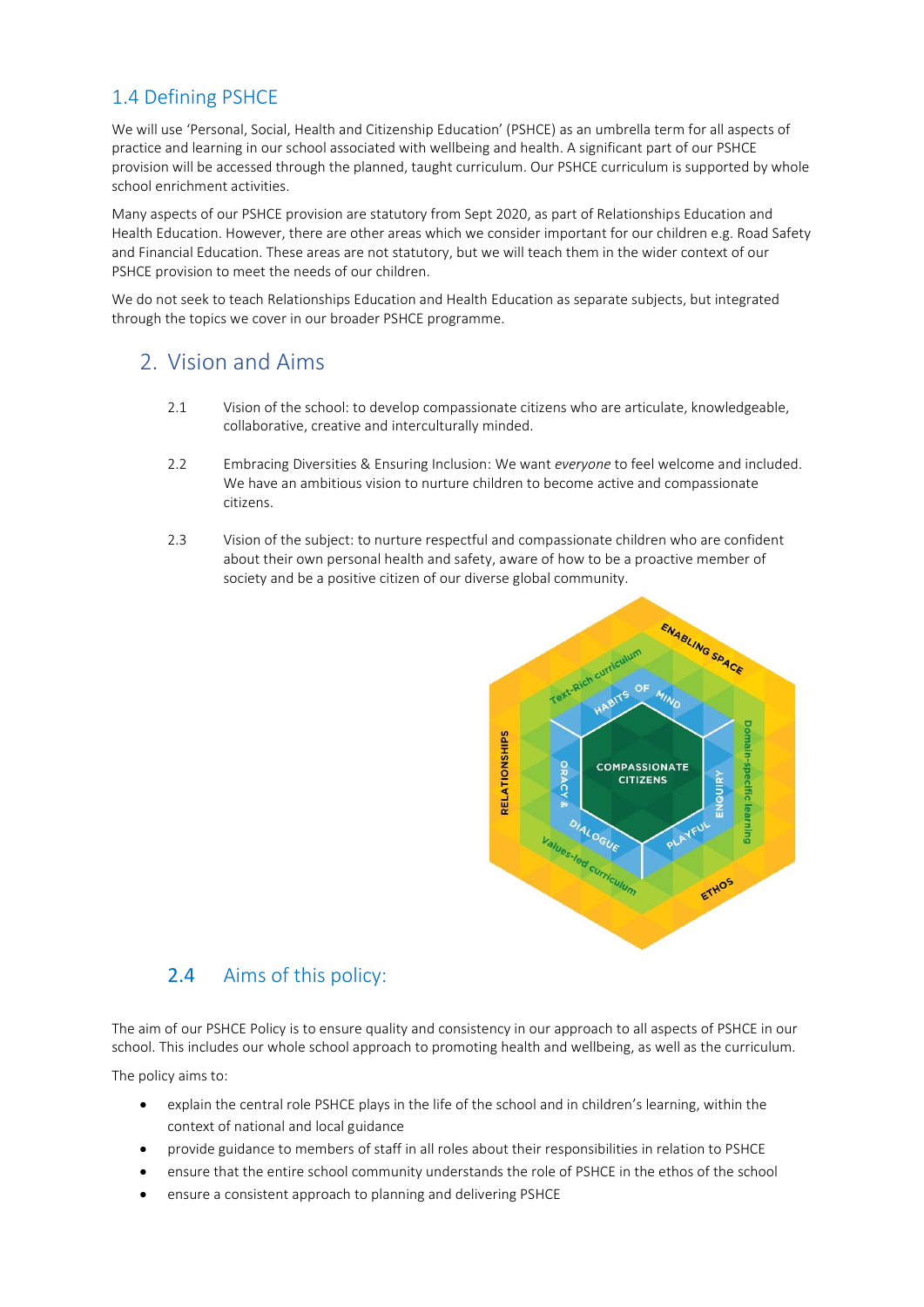## 1.4 Defining PSHCE

We will use 'Personal, Social, Health and Citizenship Education' (PSHCE) as an umbrella term for all aspects of practice and learning in our school associated with wellbeing and health. A significant part of our PSHCE provision will be accessed through the planned, taught curriculum. Our PSHCE curriculum is supported by whole school enrichment activities.

Many aspects of our PSHCE provision are statutory from Sept 2020, as part of Relationships Education and Health Education. However, there are other areas which we consider important for our children e.g. Road Safety and Financial Education. These areas are not statutory, but we will teach them in the wider context of our PSHCE provision to meet the needs of our children.

We do not seek to teach Relationships Education and Health Education as separate subjects, but integrated through the topics we cover in our broader PSHCE programme.

# 2. Vision and Aims

2.1 Vision of the school: to develop compassionate citizens who are articulate, knowledgeable, collaborative, creative and interculturally minded.

2.2 Embracing Diversities & Ensuring Inclusion: We want *everyone* to feel welcome and included. We have an ambitious vision to nurture children to become active and compassionate citizens.

2.3 Vision of the subject: to nurture respectful and compassionate children who are confident about their own personal health and safety, aware of how to be a proactive member of society and be a positive citizen of our diverse global community.

## 2.4 Aims of this policy:

The aim of our PSHCE Policy is to ensure quality and consistency in our approach to all aspects of PSHCE in our school. This includes our whole school approach to promoting health and wellbeing, as well as the curriculum.

The policy aims to:

- explain the central role PSHCE plays in the life of the school and in children's learning, within the context of national and local guidance
- provide guidance to members of staff in all roles about their responsibilities in relation to PSHCE
- ensure that the entire school community understands the role of PSHCE in the ethos of the school
- ensure a consistent approach to planning and delivering PSHCE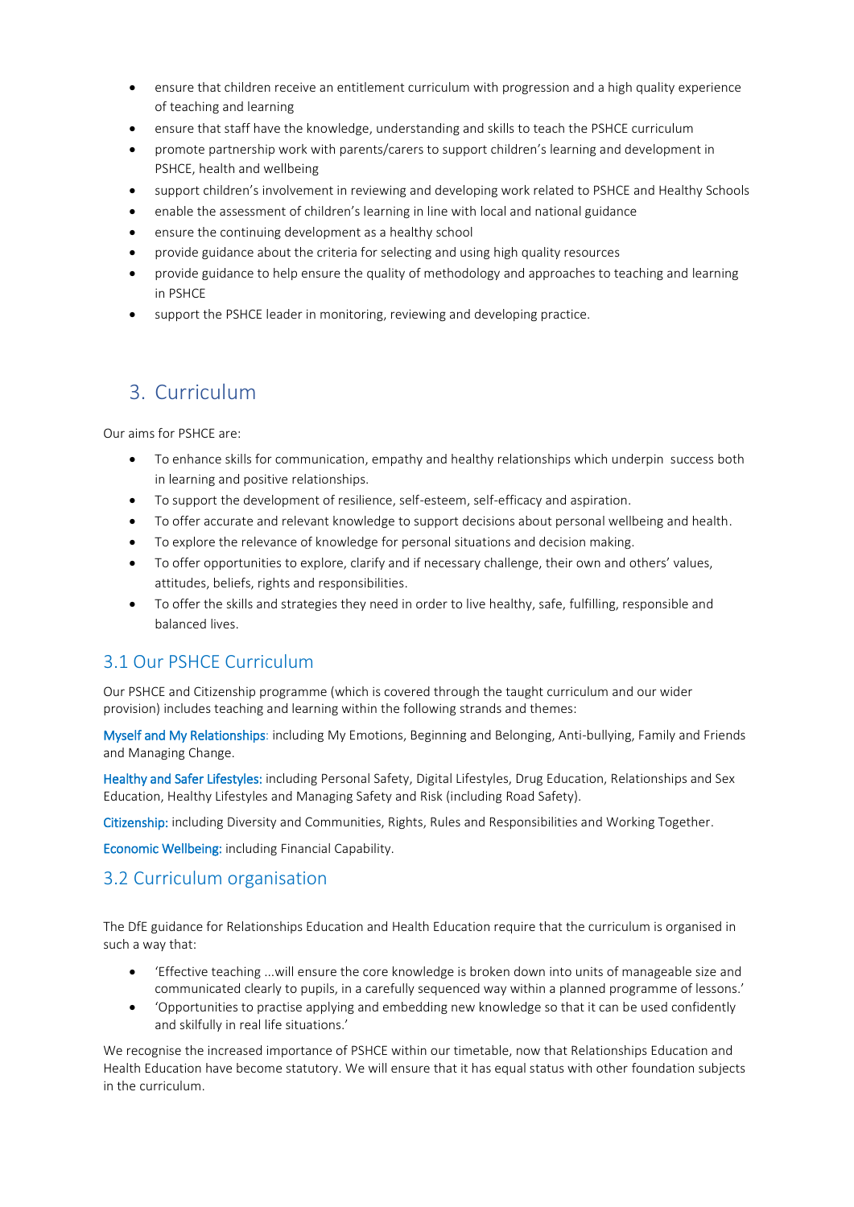- ensure that children receive an entitlement curriculum with progression and a high quality experience of teaching and learning
- ensure that staff have the knowledge, understanding and skills to teach the PSHCE curriculum
- promote partnership work with parents/carers to support children's learning and development in PSHCE, health and wellbeing
- support children's involvement in reviewing and developing work related to PSHCE and Healthy Schools
- enable the assessment of children's learning in line with local and national guidance
- ensure the continuing development as a healthy school
- provide guidance about the criteria for selecting and using high quality resources
- provide guidance to help ensure the quality of methodology and approaches to teaching and learning in PSHCE
- support the PSHCE leader in monitoring, reviewing and developing practice.

# 3. Curriculum

Our aims for PSHCE are:

- To enhance skills for communication, empathy and healthy relationships which underpin success both in learning and positive relationships.
- To support the development of resilience, self-esteem, self-efficacy and aspiration.
- To offer accurate and relevant knowledge to support decisions about personal wellbeing and health.
- To explore the relevance of knowledge for personal situations and decision making.
- To offer opportunities to explore, clarify and if necessary challenge, their own and others' values, attitudes, beliefs, rights and responsibilities.
- To offer the skills and strategies they need in order to live healthy, safe, fulfilling, responsible and balanced lives.

## 3.1 Our PSHCE Curriculum

Our PSHCE and Citizenship programme (which is covered through the taught curriculum and our wider provision) includes teaching and learning within the following strands and themes:

Myself and My Relationships: including My Emotions, Beginning and Belonging, Anti-bullying, Family and Friends and Managing Change.

Healthy and Safer Lifestyles: including Personal Safety, Digital Lifestyles, Drug Education, Relationships and Sex Education, Healthy Lifestyles and Managing Safety and Risk (including Road Safety).

Citizenship: including Diversity and Communities, Rights, Rules and Responsibilities and Working Together.

Economic Wellbeing: including Financial Capability.

## 3.2 Curriculum organisation

The DfE guidance for Relationships Education and Health Education require that the curriculum is organised in such a way that:

- 'Effective teaching ...will ensure the core knowledge is broken down into units of manageable size and communicated clearly to pupils, in a carefully sequenced way within a planned programme of lessons.'
- 'Opportunities to practise applying and embedding new knowledge so that it can be used confidently and skilfully in real life situations.'

We recognise the increased importance of PSHCE within our timetable, now that Relationships Education and Health Education have become statutory. We will ensure that it has equal status with other foundation subjects in the curriculum.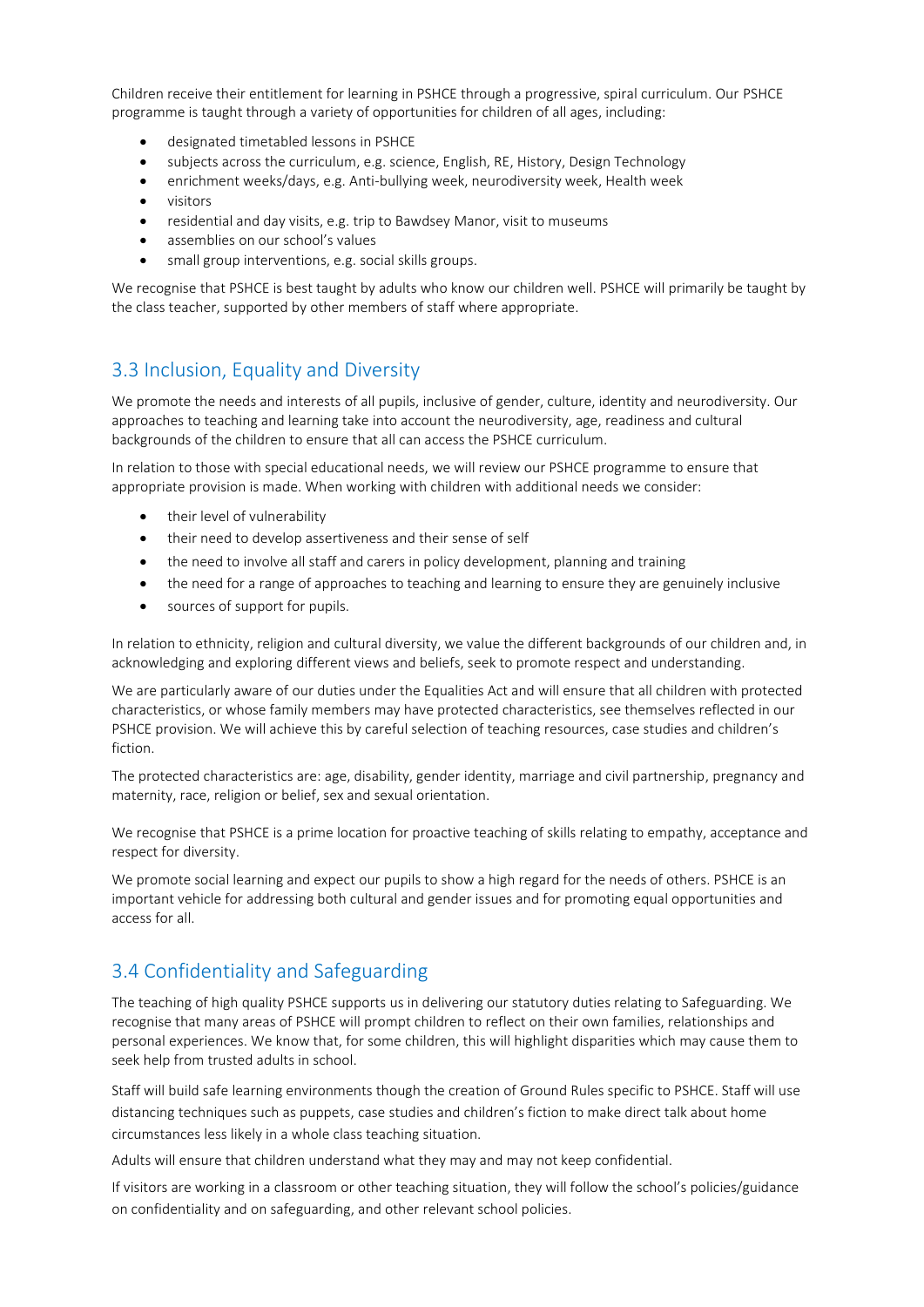Children receive their entitlement for learning in PSHCE through a progressive, spiral curriculum. Our PSHCE programme is taught through a variety of opportunities for children of all ages, including:

- designated timetabled lessons in PSHCE
- subjects across the curriculum, e.g. science, English, RE, History, Design Technology
- enrichment weeks/days, e.g. Anti-bullying week, neurodiversity week, Health week
- visitors
- residential and day visits, e.g. trip to Bawdsey Manor, visit to museums
- assemblies on our school's values
- small group interventions, e.g. social skills groups.

We recognise that PSHCE is best taught by adults who know our children well. PSHCE will primarily be taught by the class teacher, supported by other members of staff where appropriate.

## 3.3 Inclusion, Equality and Diversity

We promote the needs and interests of all pupils, inclusive of gender, culture, identity and neurodiversity. Our approaches to teaching and learning take into account the neurodiversity, age, readiness and cultural backgrounds of the children to ensure that all can access the PSHCE curriculum.

In relation to those with special educational needs, we will review our PSHCE programme to ensure that appropriate provision is made. When working with children with additional needs we consider:

- their level of vulnerability
- their need to develop assertiveness and their sense of self
- the need to involve all staff and carers in policy development, planning and training
- the need for a range of approaches to teaching and learning to ensure they are genuinely inclusive
- sources of support for pupils.

In relation to ethnicity, religion and cultural diversity, we value the different backgrounds of our children and, in acknowledging and exploring different views and beliefs, seek to promote respect and understanding.

We are particularly aware of our duties under the Equalities Act and will ensure that all children with protected characteristics, or whose family members may have protected characteristics, see themselves reflected in our PSHCE provision. We will achieve this by careful selection of teaching resources, case studies and children's fiction.

The protected characteristics are: age, disability, gender identity, marriage and civil partnership, pregnancy and maternity, race, religion or belief, sex and sexual orientation.

We recognise that PSHCE is a prime location for proactive teaching of skills relating to empathy, acceptance and respect for diversity.

We promote social learning and expect our pupils to show a high regard for the needs of others. PSHCE is an important vehicle for addressing both cultural and gender issues and for promoting equal opportunities and access for all.

## 3.4 Confidentiality and Safeguarding

The teaching of high quality PSHCE supports us in delivering our statutory duties relating to Safeguarding. We recognise that many areas of PSHCE will prompt children to reflect on their own families, relationships and personal experiences. We know that, for some children, this will highlight disparities which may cause them to seek help from trusted adults in school.

Staff will build safe learning environments though the creation of Ground Rules specific to PSHCE. Staff will use distancing techniques such as puppets, case studies and children's fiction to make direct talk about home circumstances less likely in a whole class teaching situation.

Adults will ensure that children understand what they may and may not keep confidential.

If visitors are working in a classroom or other teaching situation, they will follow the school's policies/guidance on confidentiality and on safeguarding, and other relevant school policies.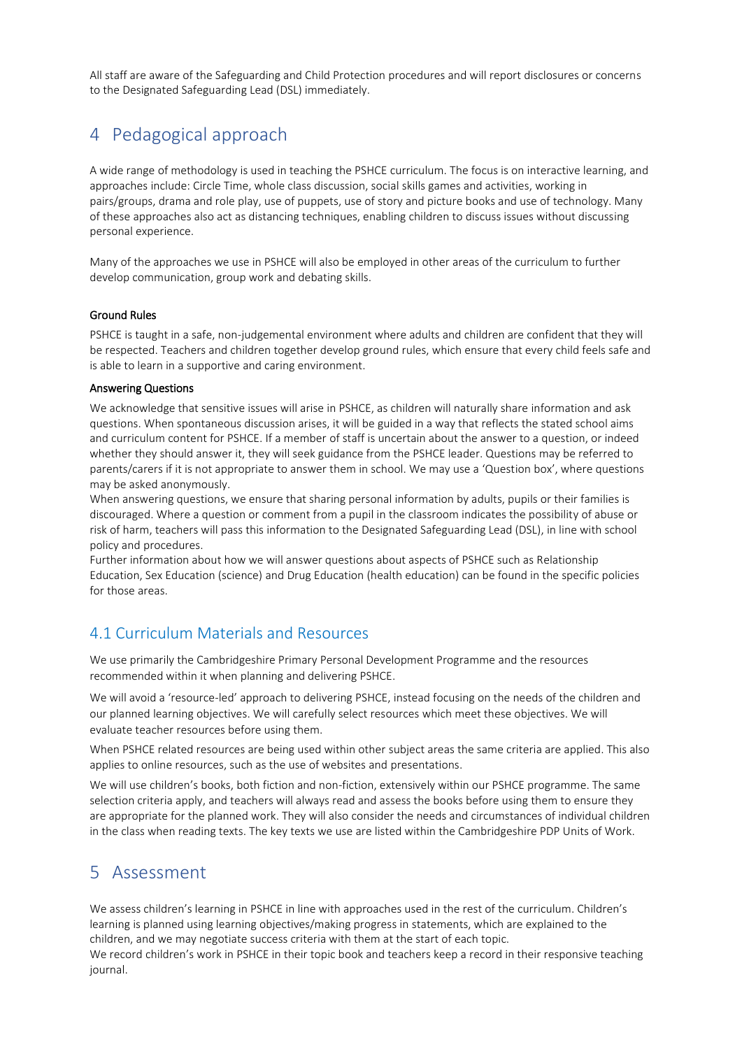All staff are aware of the Safeguarding and Child Protection procedures and will report disclosures or concerns to the Designated Safeguarding Lead (DSL) immediately.

# 4 Pedagogical approach

A wide range of methodology is used in teaching the PSHCE curriculum. The focus is on interactive learning, and approaches include: Circle Time, whole class discussion, social skills games and activities, working in pairs/groups, drama and role play, use of puppets, use of story and picture books and use of technology. Many of these approaches also act as distancing techniques, enabling children to discuss issues without discussing personal experience.

Many of the approaches we use in PSHCE will also be employed in other areas of the curriculum to further develop communication, group work and debating skills.

**Ground Rules**

PSHCE is taught in a safe, non-judgemental environment where adults and children are confident that they will be respected. Teachers and children together develop ground rules, which ensure that every child feels safe and is able to learn in a supportive and caring environment.

**Answering Questions**

We acknowledge that sensitive issues will arise in PSHCE, as children will naturally share information and ask questions. When spontaneous discussion arises, it will be guided in a way that reflects the stated school aims and curriculum content for PSHCE. If a member of staff is uncertain about the answer to a question, or indeed whether they should answer it, they will seek guidance from the PSHCE leader. Questions may be referred to parents/carers if it is not appropriate to answer them in school. We may use a 'Question box', where questions may be asked anonymously.
When answering questions, we ensure that sharing personal information by adults, pupils or their families is discouraged. Where a question or comment from a pupil in the classroom indicates the possibility of abuse or risk of harm, teachers will pass this information to the Designated Safeguarding Lead (DSL), in line with school policy and procedures.
Further information about how we will answer questions about aspects of PSHCE such as Relationship Education, Sex Education (science) and Drug Education (health education) can be found in the specific policies for those areas.

## 4.1 Curriculum Materials and Resources

We use primarily the Cambridgeshire Primary Personal Development Programme and the resources recommended within it when planning and delivering PSHCE.

We will avoid a 'resource-led' approach to delivering PSHCE, instead focusing on the needs of the children and our planned learning objectives. We will carefully select resources which meet these objectives. We will evaluate teacher resources before using them.

When PSHCE related resources are being used within other subject areas the same criteria are applied. This also applies to online resources, such as the use of websites and presentations.

We will use children's books, both fiction and non-fiction, extensively within our PSHCE programme. The same selection criteria apply, and teachers will always read and assess the books before using them to ensure they are appropriate for the planned work. They will also consider the needs and circumstances of individual children in the class when reading texts. The key texts we use are listed within the Cambridgeshire PDP Units of Work.

# 5 Assessment

We assess children's learning in PSHCE in line with approaches used in the rest of the curriculum. Children's learning is planned using learning objectives/making progress in statements, which are explained to the children, and we may negotiate success criteria with them at the start of each topic.
We record children's work in PSHCE in their topic book and teachers keep a record in their responsive teaching journal.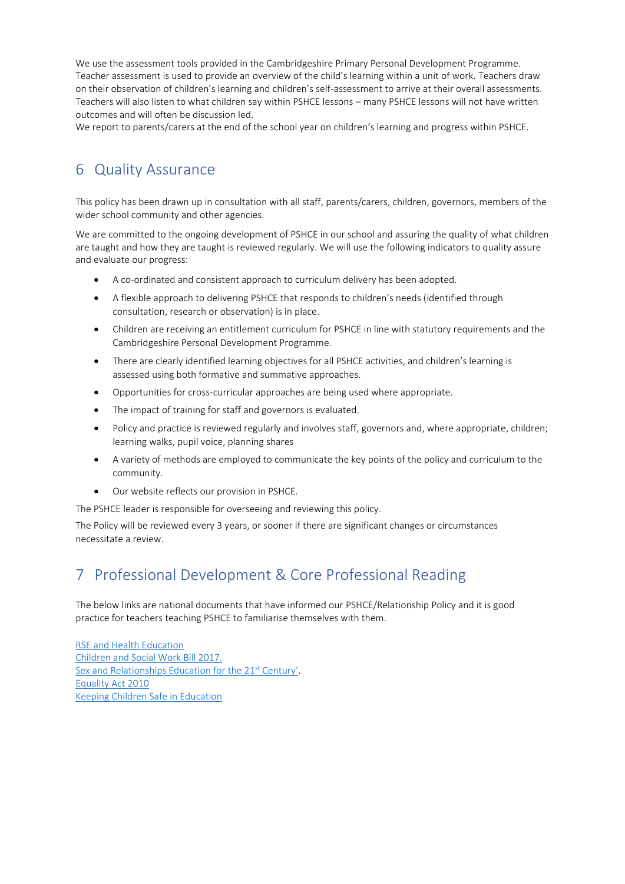We use the assessment tools provided in the Cambridgeshire Primary Personal Development Programme. Teacher assessment is used to provide an overview of the child's learning within a unit of work. Teachers draw on their observation of children's learning and children's self-assessment to arrive at their overall assessments. Teachers will also listen to what children say within PSHCE lessons – many PSHCE lessons will not have written outcomes and will often be discussion led.
We report to parents/carers at the end of the school year on children's learning and progress within PSHCE.

## 6 Quality Assurance

This policy has been drawn up in consultation with all staff, parents/carers, children, governors, members of the wider school community and other agencies.

We are committed to the ongoing development of PSHCE in our school and assuring the quality of what children are taught and how they are taught is reviewed regularly. We will use the following indicators to quality assure and evaluate our progress:

- A co-ordinated and consistent approach to curriculum delivery has been adopted.
- A flexible approach to delivering PSHCE that responds to children's needs (identified through consultation, research or observation) is in place.
- Children are receiving an entitlement curriculum for PSHCE in line with statutory requirements and the Cambridgeshire Personal Development Programme.
- There are clearly identified learning objectives for all PSHCE activities, and children's learning is assessed using both formative and summative approaches.
- Opportunities for cross-curricular approaches are being used where appropriate.
- The impact of training for staff and governors is evaluated.
- Policy and practice is reviewed regularly and involves staff, governors and, where appropriate, children; learning walks, pupil voice, planning shares
- A variety of methods are employed to communicate the key points of the policy and curriculum to the community.
- Our website reflects our provision in PSHCE.

The PSHCE leader is responsible for overseeing and reviewing this policy.

The Policy will be reviewed every 3 years, or sooner if there are significant changes or circumstances necessitate a review.

## 7 Professional Development & Core Professional Reading

The below links are national documents that have informed our PSHCE/Relationship Policy and it is good practice for teachers teaching PSHCE to familiarise themselves with them.

RSE and Health Education
Children and Social Work Bill 2017.
Sex and Relationships Education for the 21st Century'.
Equality Act 2010
Keeping Children Safe in Education